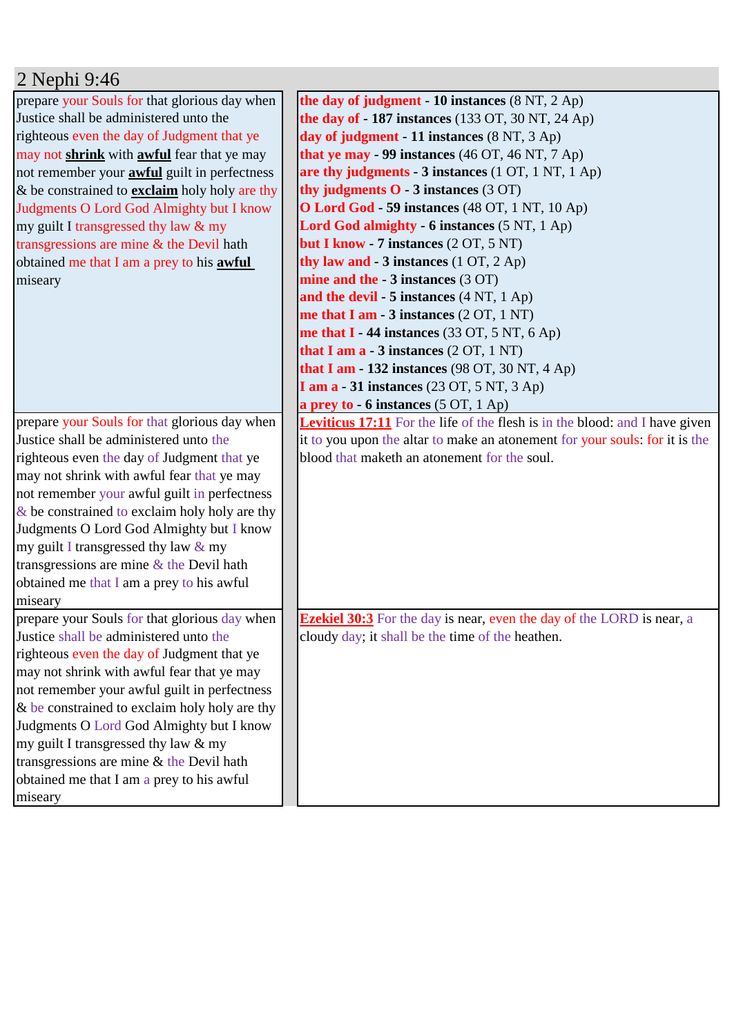# 2 Nephi 9:46

| | |
|---|---|
| prepare your Souls for that glorious day when Justice shall be administered unto the righteous even the day of Judgment that ye may not **shrink** with **awful** fear that ye may not remember your **awful** guilt in perfectness & be constrained to **exclaim** holy holy are thy Judgments O Lord God Almighty but I know my guilt I transgressed thy law & my transgressions are mine & the Devil hath obtained me that I am a prey to his **awful** miseary | **the day of judgment** - **10 instances** (8 NT, 2 Ap)<br>**the day of** - **187 instances** (133 OT, 30 NT, 24 Ap)<br>**day of judgment** - **11 instances** (8 NT, 3 Ap)<br>**that ye may** - **99 instances** (46 OT, 46 NT, 7 Ap)<br>**are thy judgments** - **3 instances** (1 OT, 1 NT, 1 Ap)<br>**thy judgments O** - **3 instances** (3 OT)<br>**O Lord God** - **59 instances** (48 OT, 1 NT, 10 Ap)<br>**Lord God almighty** - **6 instances** (5 NT, 1 Ap)<br>**but I know** - **7 instances** (2 OT, 5 NT)<br>**thy law and** - **3 instances** (1 OT, 2 Ap)<br>**mine and the** - **3 instances** (3 OT)<br>**and the devil** - **5 instances** (4 NT, 1 Ap)<br>**me that I am** - **3 instances** (2 OT, 1 NT)<br>**me that I** - **44 instances** (33 OT, 5 NT, 6 Ap)<br>**that I am a** - **3 instances** (2 OT, 1 NT)<br>**that I am** - **132 instances** (98 OT, 30 NT, 4 Ap)<br>**I am a** - **31 instances** (23 OT, 5 NT, 3 Ap)<br>**a prey to** - **6 instances** (5 OT, 1 Ap) |
| prepare your Souls for that glorious day when Justice shall be administered unto the righteous even the day of Judgment that ye may not shrink with awful fear that ye may not remember your awful guilt in perfectness & be constrained to exclaim holy holy are thy Judgments O Lord God Almighty but I know my guilt I transgressed thy law & my transgressions are mine & the Devil hath obtained me that I am a prey to his awful miseary | **Leviticus 17:11** For the life of the flesh is in the blood: and I have given it to you upon the altar to make an atonement for your souls: for it is the blood that maketh an atonement for the soul. |
| prepare your Souls for that glorious day when Justice shall be administered unto the righteous even the day of Judgment that ye may not shrink with awful fear that ye may not remember your awful guilt in perfectness & be constrained to exclaim holy holy are thy Judgments O Lord God Almighty but I know my guilt I transgressed thy law & my transgressions are mine & the Devil hath obtained me that I am a prey to his awful miseary | **Ezekiel 30:3** For the day is near, even the day of the LORD is near, a cloudy day; it shall be the time of the heathen. |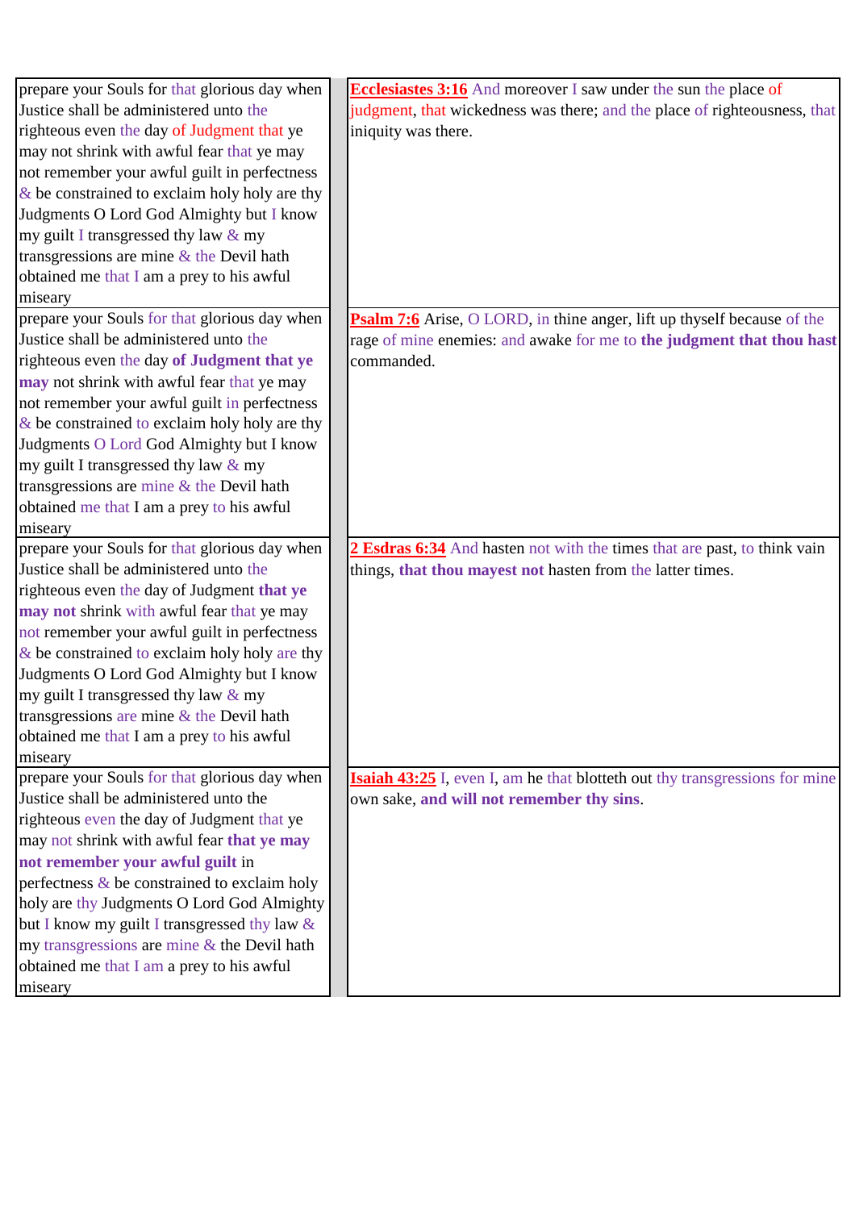| | |
|---|---|
| prepare your Souls for that glorious day when Justice shall be administered unto the righteous even the day of Judgment that ye may not shrink with awful fear that ye may not remember your awful guilt in perfectness & be constrained to exclaim holy holy are thy Judgments O Lord God Almighty but I know my guilt I transgressed thy law & my transgressions are mine & the Devil hath obtained me that I am a prey to his awful miseary | **Ecclesiastes 3:16** And moreover I saw under the sun the place of judgment, that wickedness was there; and the place of righteousness, that iniquity was there. |
| prepare your Souls for that glorious day when Justice shall be administered unto the righteous even the day **of Judgment that ye may** not shrink with awful fear that ye may not remember your awful guilt in perfectness & be constrained to exclaim holy holy are thy Judgments O Lord God Almighty but I know my guilt I transgressed thy law & my transgressions are mine & the Devil hath obtained me that I am a prey to his awful miseary | **Psalm 7:6** Arise, O LORD, in thine anger, lift up thyself because of the rage of mine enemies: and awake for me to **the judgment that thou hast** commanded. |
| prepare your Souls for that glorious day when Justice shall be administered unto the righteous even the day of Judgment **that ye may not** shrink with awful fear that ye may not remember your awful guilt in perfectness & be constrained to exclaim holy holy are thy Judgments O Lord God Almighty but I know my guilt I transgressed thy law & my transgressions are mine & the Devil hath obtained me that I am a prey to his awful miseary | **2 Esdras 6:34** And hasten not with the times that are past, to think vain things, **that thou mayest not** hasten from the latter times. |
| prepare your Souls for that glorious day when Justice shall be administered unto the righteous even the day of Judgment that ye may not shrink with awful fear **that ye may not remember your awful guilt** in perfectness & be constrained to exclaim holy holy are thy Judgments O Lord God Almighty but I know my guilt I transgressed thy law & my transgressions are mine & the Devil hath obtained me that I am a prey to his awful miseary | **Isaiah 43:25** I, even I, am he that blotteth out thy transgressions for mine own sake, **and will not remember thy sins**. |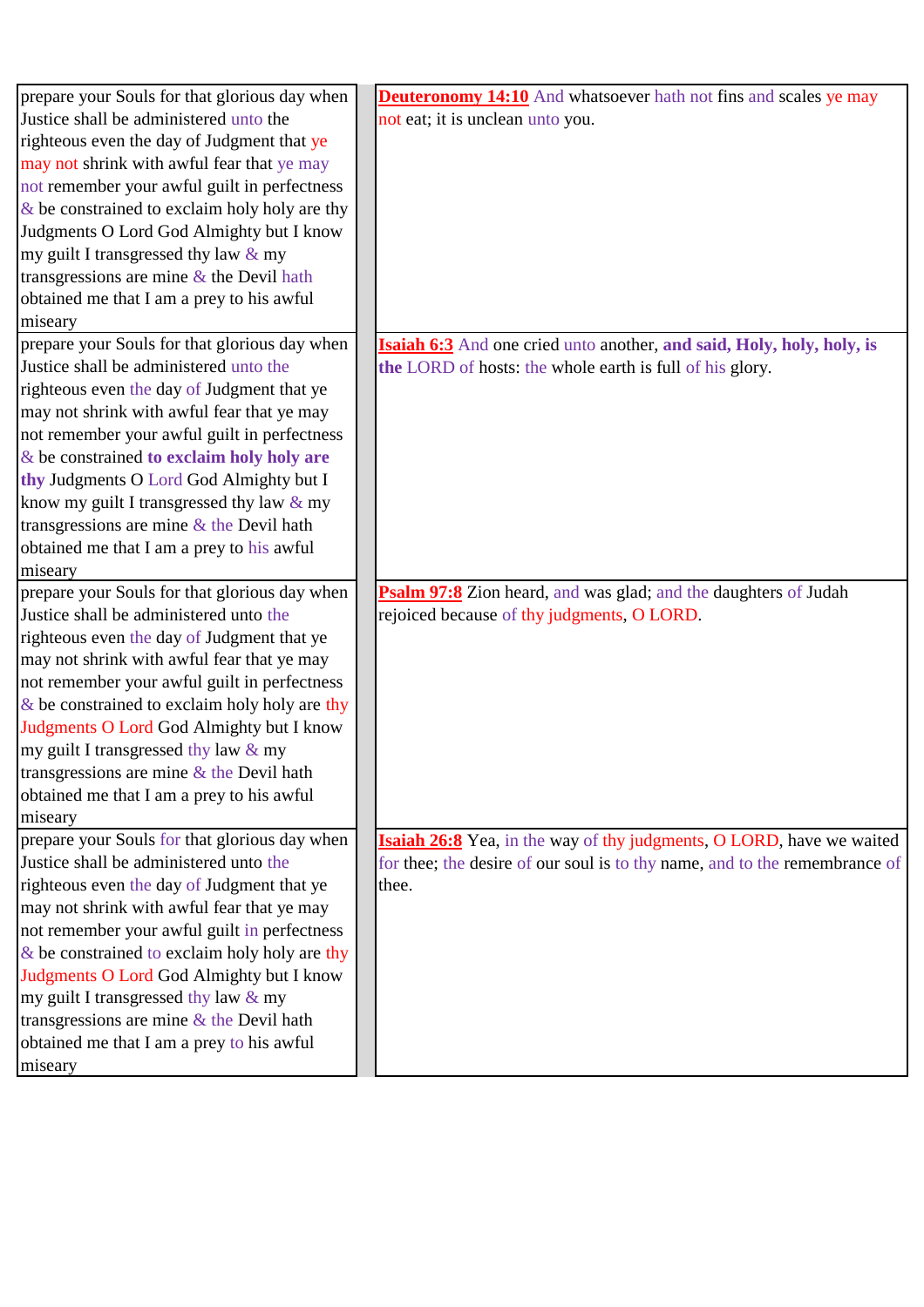| | |
|---|---|
| prepare your Souls for that glorious day when Justice shall be administered unto the righteous even the day of Judgment that ye may not shrink with awful fear that ye may not remember your awful guilt in perfectness & be constrained to exclaim holy holy are thy Judgments O Lord God Almighty but I know my guilt I transgressed thy law & my transgressions are mine & the Devil hath obtained me that I am a prey to his awful miseary | **Deuteronomy 14:10** And whatsoever hath not fins and scales ye may not eat; it is unclean unto you. |
| prepare your Souls for that glorious day when Justice shall be administered unto the righteous even the day of Judgment that ye may not shrink with awful fear that ye may not remember your awful guilt in perfectness & be constrained **to exclaim holy holy are thy** Judgments O Lord God Almighty but I know my guilt I transgressed thy law & my transgressions are mine & the Devil hath obtained me that I am a prey to his awful miseary | **Isaiah 6:3** And one cried unto another, **and said, Holy, holy, holy, is the** LORD of hosts: the whole earth is full of his glory. |
| prepare your Souls for that glorious day when Justice shall be administered unto the righteous even the day of Judgment that ye may not shrink with awful fear that ye may not remember your awful guilt in perfectness & be constrained to exclaim holy holy are thy Judgments O Lord God Almighty but I know my guilt I transgressed thy law & my transgressions are mine & the Devil hath obtained me that I am a prey to his awful miseary | **Psalm 97:8** Zion heard, and was glad; and the daughters of Judah rejoiced because of thy judgments, O LORD. |
| prepare your Souls for that glorious day when Justice shall be administered unto the righteous even the day of Judgment that ye may not shrink with awful fear that ye may not remember your awful guilt in perfectness & be constrained to exclaim holy holy are thy Judgments O Lord God Almighty but I know my guilt I transgressed thy law & my transgressions are mine & the Devil hath obtained me that I am a prey to his awful miseary | **Isaiah 26:8** Yea, in the way of thy judgments, O LORD, have we waited for thee; the desire of our soul is to thy name, and to the remembrance of thee. |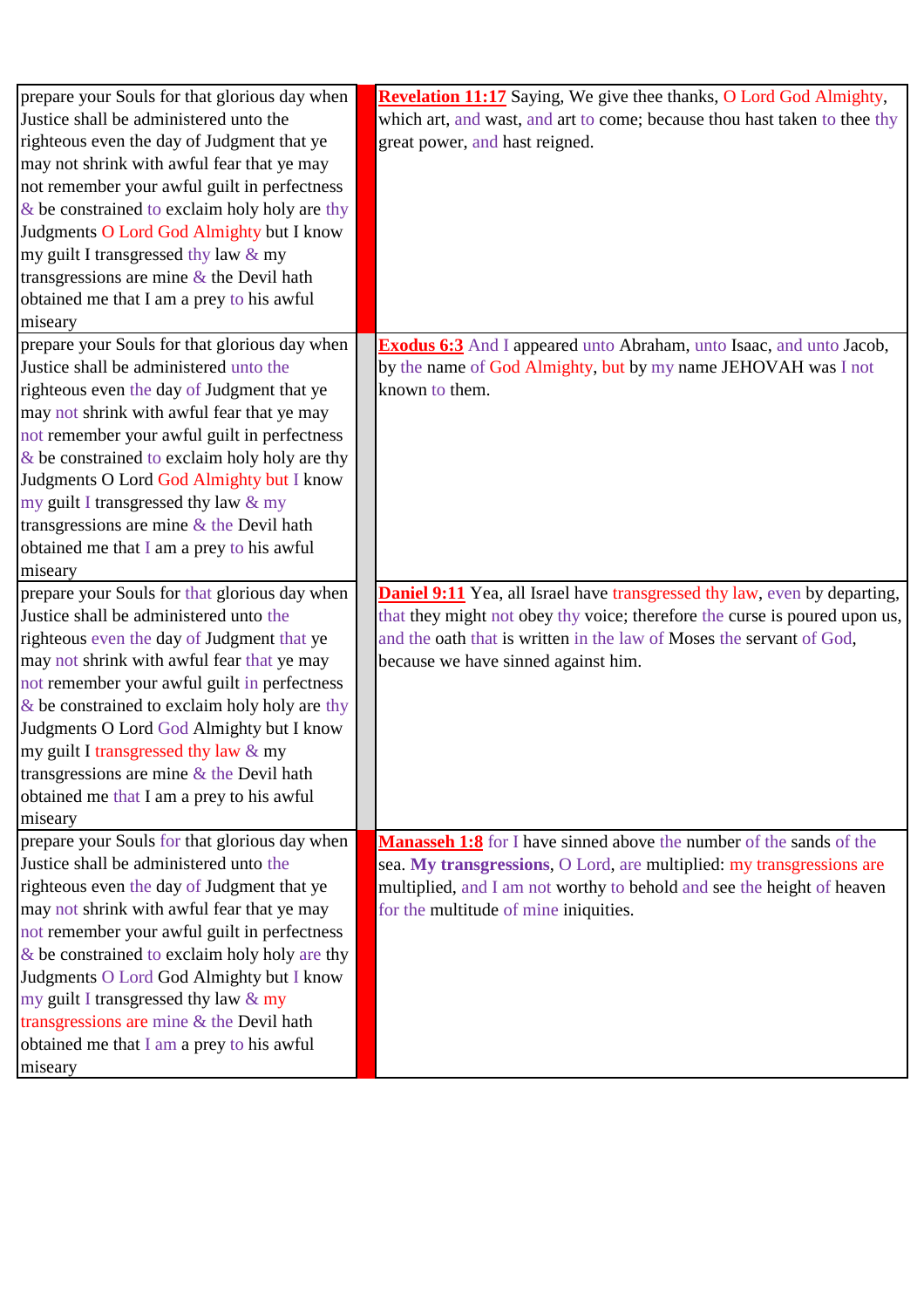| prepare your Souls for that glorious day when Justice shall be administered unto the righteous even the day of Judgment that ye may not shrink with awful fear that ye may not remember your awful guilt in perfectness & be constrained to exclaim holy holy are thy Judgments O Lord God Almighty but I know my guilt I transgressed thy law & my transgressions are mine & the Devil hath obtained me that I am a prey to his awful miseary | | **Revelation 11:17** Saying, We give thee thanks, O Lord God Almighty, which art, and wast, and art to come; because thou hast taken to thee thy great power, and hast reigned. |
|---|---|---|
| prepare your Souls for that glorious day when Justice shall be administered unto the righteous even the day of Judgment that ye may not shrink with awful fear that ye may not remember your awful guilt in perfectness & be constrained to exclaim holy holy are thy Judgments O Lord God Almighty but I know my guilt I transgressed thy law & my transgressions are mine & the Devil hath obtained me that I am a prey to his awful miseary | | **Exodus 6:3** And I appeared unto Abraham, unto Isaac, and unto Jacob, by the name of God Almighty, but by my name JEHOVAH was I not known to them. |
| prepare your Souls for that glorious day when Justice shall be administered unto the righteous even the day of Judgment that ye may not shrink with awful fear that ye may not remember your awful guilt in perfectness & be constrained to exclaim holy holy are thy Judgments O Lord God Almighty but I know my guilt I transgressed thy law & my transgressions are mine & the Devil hath obtained me that I am a prey to his awful miseary | | **Daniel 9:11** Yea, all Israel have transgressed thy law, even by departing, that they might not obey thy voice; therefore the curse is poured upon us, and the oath that is written in the law of Moses the servant of God, because we have sinned against him. |
| prepare your Souls for that glorious day when Justice shall be administered unto the righteous even the day of Judgment that ye may not shrink with awful fear that ye may not remember your awful guilt in perfectness & be constrained to exclaim holy holy are thy Judgments O Lord God Almighty but I know my guilt I transgressed thy law & my transgressions are mine & the Devil hath obtained me that I am a prey to his awful miseary | | **Manasseh 1:8** for I have sinned above the number of the sands of the sea. **My transgressions**, O Lord, are multiplied: my transgressions are multiplied, and I am not worthy to behold and see the height of heaven for the multitude of mine iniquities. |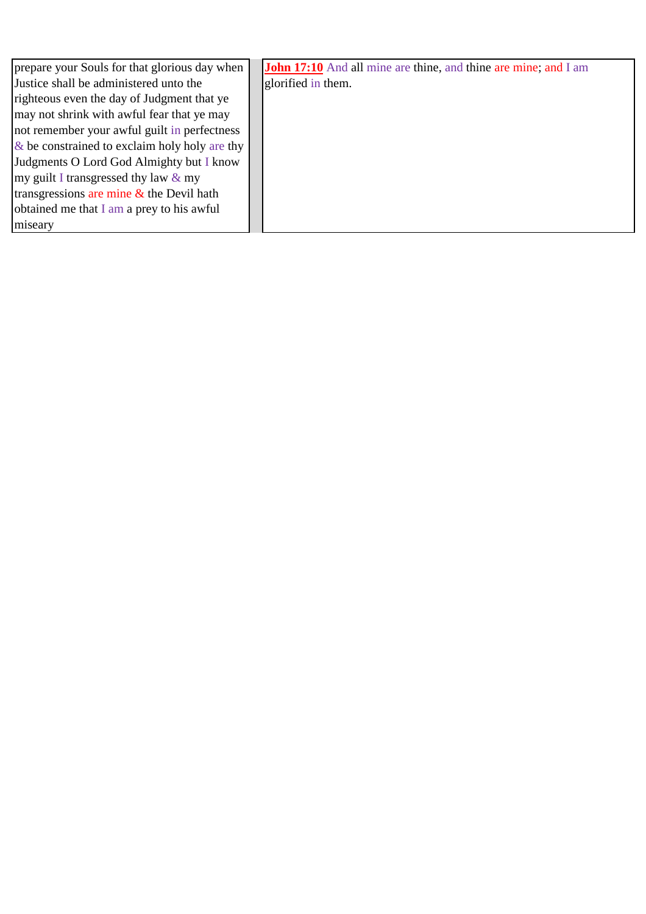| | |
|---|---|
| prepare your Souls for that glorious day when Justice shall be administered unto the righteous even the day of Judgment that ye may not shrink with awful fear that ye may not remember your awful guilt in perfectness & be constrained to exclaim holy holy are thy Judgments O Lord God Almighty but I know my guilt I transgressed thy law & my transgressions are mine & the Devil hath obtained me that I am a prey to his awful miseary | **John 17:10** And all mine are thine, and thine are mine; and I am glorified in them. |